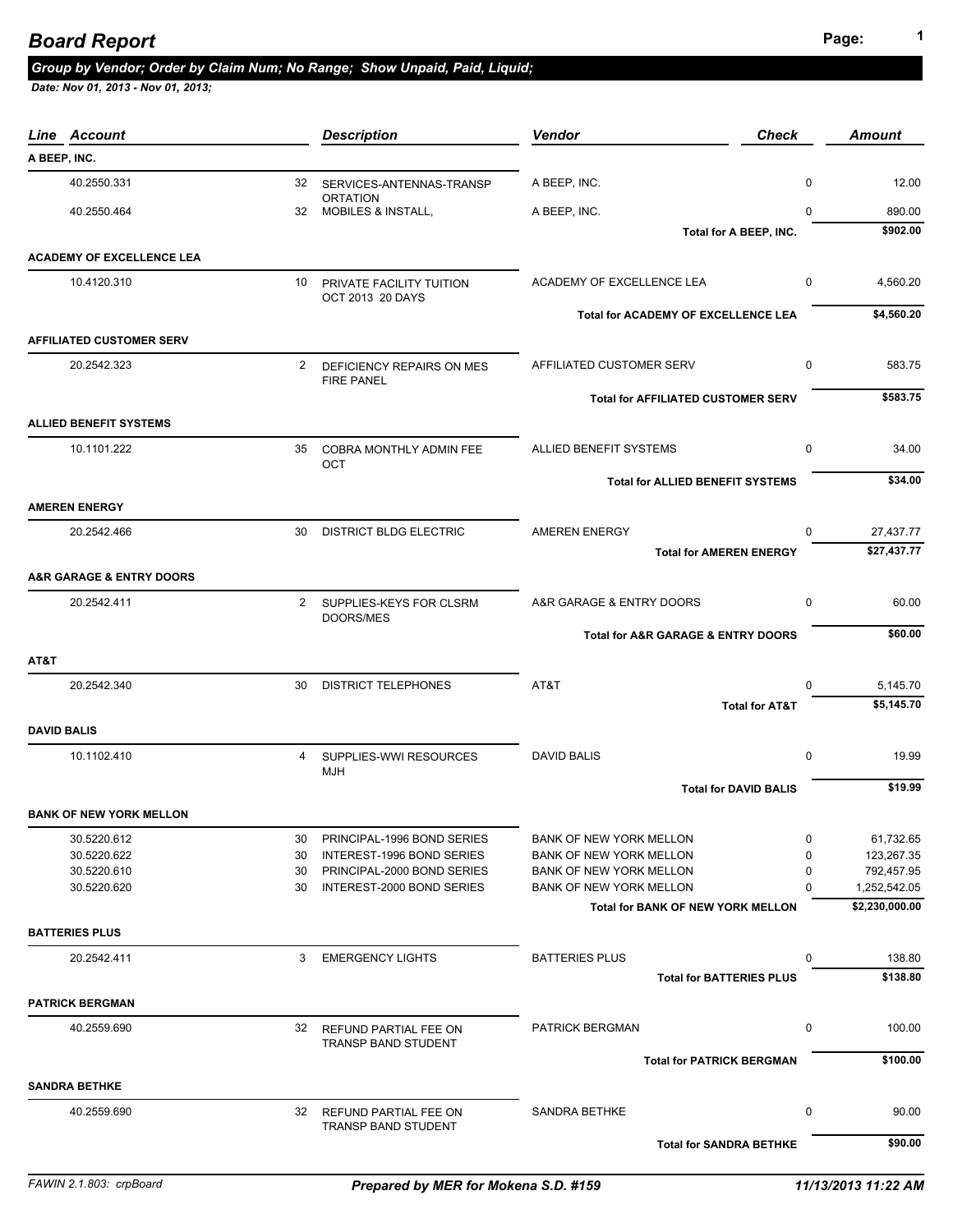# Board Report

***Group by Vendor; Order by Claim Num; No Range; Show Unpaid, Paid, Liquid;***

***Date: Nov 01, 2013 - Nov 01, 2013;***

| Line | Account | | Description | Vendor | Check | Amount |
|---|---|---|---|---|---|---|
| **A BEEP, INC.** | | | | | | |
| | 40.2550.331 | 32 | SERVICES-ANTENNAS-TRANSPORTATION | A BEEP, INC. | 0 | 12.00 |
| | 40.2550.464 | 32 | MOBILES & INSTALL, | A BEEP, INC. | 0 | 890.00 |
| | | | | **Total for A BEEP, INC.** | | **$902.00** |
| **ACADEMY OF EXCELLENCE LEA** | | | | | | |
| | 10.4120.310 | 10 | PRIVATE FACILITY TUITION OCT 2013 20 DAYS | ACADEMY OF EXCELLENCE LEA | 0 | 4,560.20 |
| | | | | **Total for ACADEMY OF EXCELLENCE LEA** | | **$4,560.20** |
| **AFFILIATED CUSTOMER SERV** | | | | | | |
| | 20.2542.323 | 2 | DEFICIENCY REPAIRS ON MES FIRE PANEL | AFFILIATED CUSTOMER SERV | 0 | 583.75 |
| | | | | **Total for AFFILIATED CUSTOMER SERV** | | **$583.75** |
| **ALLIED BENEFIT SYSTEMS** | | | | | | |
| | 10.1101.222 | 35 | COBRA MONTHLY ADMIN FEE OCT | ALLIED BENEFIT SYSTEMS | 0 | 34.00 |
| | | | | **Total for ALLIED BENEFIT SYSTEMS** | | **$34.00** |
| **AMEREN ENERGY** | | | | | | |
| | 20.2542.466 | 30 | DISTRICT BLDG ELECTRIC | AMEREN ENERGY | 0 | 27,437.77 |
| | | | | **Total for AMEREN ENERGY** | | **$27,437.77** |
| **A&R GARAGE & ENTRY DOORS** | | | | | | |
| | 20.2542.411 | 2 | SUPPLIES-KEYS FOR CLSRM DOORS/MES | A&R GARAGE & ENTRY DOORS | 0 | 60.00 |
| | | | | **Total for A&R GARAGE & ENTRY DOORS** | | **$60.00** |
| **AT&T** | | | | | | |
| | 20.2542.340 | 30 | DISTRICT TELEPHONES | AT&T | 0 | 5,145.70 |
| | | | | **Total for AT&T** | | **$5,145.70** |
| **DAVID BALIS** | | | | | | |
| | 10.1102.410 | 4 | SUPPLIES-WWI RESOURCES MJH | DAVID BALIS | 0 | 19.99 |
| | | | | **Total for DAVID BALIS** | | **$19.99** |
| **BANK OF NEW YORK MELLON** | | | | | | |
| | 30.5220.612 | 30 | PRINCIPAL-1996 BOND SERIES | BANK OF NEW YORK MELLON | 0 | 61,732.65 |
| | 30.5220.622 | 30 | INTEREST-1996 BOND SERIES | BANK OF NEW YORK MELLON | 0 | 123,267.35 |
| | 30.5220.610 | 30 | PRINCIPAL-2000 BOND SERIES | BANK OF NEW YORK MELLON | 0 | 792,457.95 |
| | 30.5220.620 | 30 | INTEREST-2000 BOND SERIES | BANK OF NEW YORK MELLON | 0 | 1,252,542.05 |
| | | | | **Total for BANK OF NEW YORK MELLON** | | **$2,230,000.00** |
| **BATTERIES PLUS** | | | | | | |
| | 20.2542.411 | 3 | EMERGENCY LIGHTS | BATTERIES PLUS | 0 | 138.80 |
| | | | | **Total for BATTERIES PLUS** | | **$138.80** |
| **PATRICK BERGMAN** | | | | | | |
| | 40.2559.690 | 32 | REFUND PARTIAL FEE ON TRANSP BAND STUDENT | PATRICK BERGMAN | 0 | 100.00 |
| | | | | **Total for PATRICK BERGMAN** | | **$100.00** |
| **SANDRA BETHKE** | | | | | | |
| | 40.2559.690 | 32 | REFUND PARTIAL FEE ON TRANSP BAND STUDENT | SANDRA BETHKE | 0 | 90.00 |
| | | | | **Total for SANDRA BETHKE** | | **$90.00** |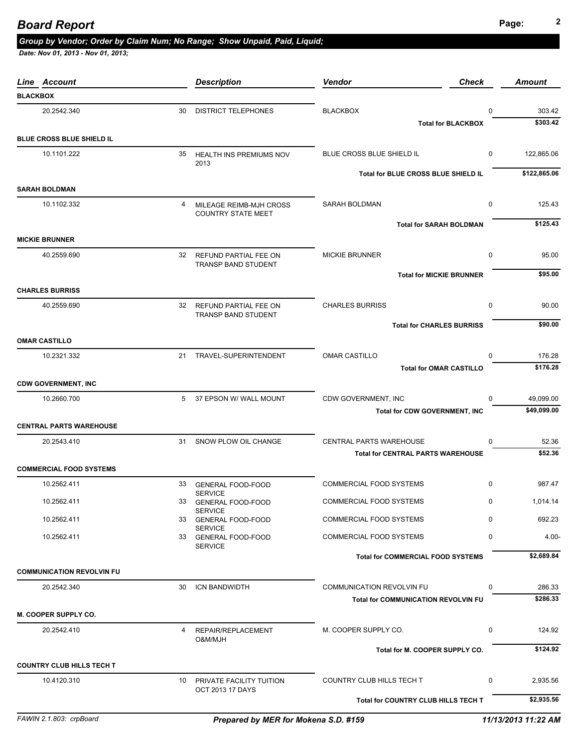# Board Report

***Group by Vendor; Order by Claim Num; No Range; Show Unpaid, Paid, Liquid;***

***Date: Nov 01, 2013 - Nov 01, 2013;***

| Line | Account | | Description | Vendor | Check | Amount |
|---|---|---|---|---|---|---|
| **BLACKBOX** | | | | | | |
| | 20.2542.340 | 30 | DISTRICT TELEPHONES | BLACKBOX | 0 | 303.42 |
| | | | | **Total for BLACKBOX** | | **$303.42** |
| **BLUE CROSS BLUE SHIELD IL** | | | | | | |
| | 10.1101.222 | 35 | HEALTH INS PREMIUMS NOV 2013 | BLUE CROSS BLUE SHIELD IL | 0 | 122,865.06 |
| | | | | **Total for BLUE CROSS BLUE SHIELD IL** | | **$122,865.06** |
| **SARAH BOLDMAN** | | | | | | |
| | 10.1102.332 | 4 | MILEAGE REIMB-MJH CROSS COUNTRY STATE MEET | SARAH BOLDMAN | 0 | 125.43 |
| | | | | **Total for SARAH BOLDMAN** | | **$125.43** |
| **MICKIE BRUNNER** | | | | | | |
| | 40.2559.690 | 32 | REFUND PARTIAL FEE ON TRANSP BAND STUDENT | MICKIE BRUNNER | 0 | 95.00 |
| | | | | **Total for MICKIE BRUNNER** | | **$95.00** |
| **CHARLES BURRISS** | | | | | | |
| | 40.2559.690 | 32 | REFUND PARTIAL FEE ON TRANSP BAND STUDENT | CHARLES BURRISS | 0 | 90.00 |
| | | | | **Total for CHARLES BURRISS** | | **$90.00** |
| **OMAR CASTILLO** | | | | | | |
| | 10.2321.332 | 21 | TRAVEL-SUPERINTENDENT | OMAR CASTILLO | 0 | 176.28 |
| | | | | **Total for OMAR CASTILLO** | | **$176.28** |
| **CDW GOVERNMENT, INC** | | | | | | |
| | 10.2660.700 | 5 | 37 EPSON W/ WALL MOUNT | CDW GOVERNMENT, INC | 0 | 49,099.00 |
| | | | | **Total for CDW GOVERNMENT, INC** | | **$49,099.00** |
| **CENTRAL PARTS WAREHOUSE** | | | | | | |
| | 20.2543.410 | 31 | SNOW PLOW OIL CHANGE | CENTRAL PARTS WAREHOUSE | 0 | 52.36 |
| | | | | **Total for CENTRAL PARTS WAREHOUSE** | | **$52.36** |
| **COMMERCIAL FOOD SYSTEMS** | | | | | | |
| | 10.2562.411 | 33 | GENERAL FOOD-FOOD SERVICE | COMMERCIAL FOOD SYSTEMS | 0 | 987.47 |
| | 10.2562.411 | 33 | GENERAL FOOD-FOOD SERVICE | COMMERCIAL FOOD SYSTEMS | 0 | 1,014.14 |
| | 10.2562.411 | 33 | GENERAL FOOD-FOOD SERVICE | COMMERCIAL FOOD SYSTEMS | 0 | 692.23 |
| | 10.2562.411 | 33 | GENERAL FOOD-FOOD SERVICE | COMMERCIAL FOOD SYSTEMS | 0 | 4.00- |
| | | | | **Total for COMMERCIAL FOOD SYSTEMS** | | **$2,689.84** |
| **COMMUNICATION REVOLVIN FU** | | | | | | |
| | 20.2542.340 | 30 | ICN BANDWIDTH | COMMUNICATION REVOLVIN FU | 0 | 286.33 |
| | | | | **Total for COMMUNICATION REVOLVIN FU** | | **$286.33** |
| **M. COOPER SUPPLY CO.** | | | | | | |
| | 20.2542.410 | 4 | REPAIR/REPLACEMENT O&M/MJH | M. COOPER SUPPLY CO. | 0 | 124.92 |
| | | | | **Total for M. COOPER SUPPLY CO.** | | **$124.92** |
| **COUNTRY CLUB HILLS TECH T** | | | | | | |
| | 10.4120.310 | 10 | PRIVATE FACILITY TUITION OCT 2013 17 DAYS | COUNTRY CLUB HILLS TECH T | 0 | 2,935.56 |
| | | | | **Total for COUNTRY CLUB HILLS TECH T** | | **$2,935.56** |

FAWIN 2.1.803: crpBoard — ***Prepared by MER for Mokena S.D. #159*** — ***11/13/2013 11:22 AM***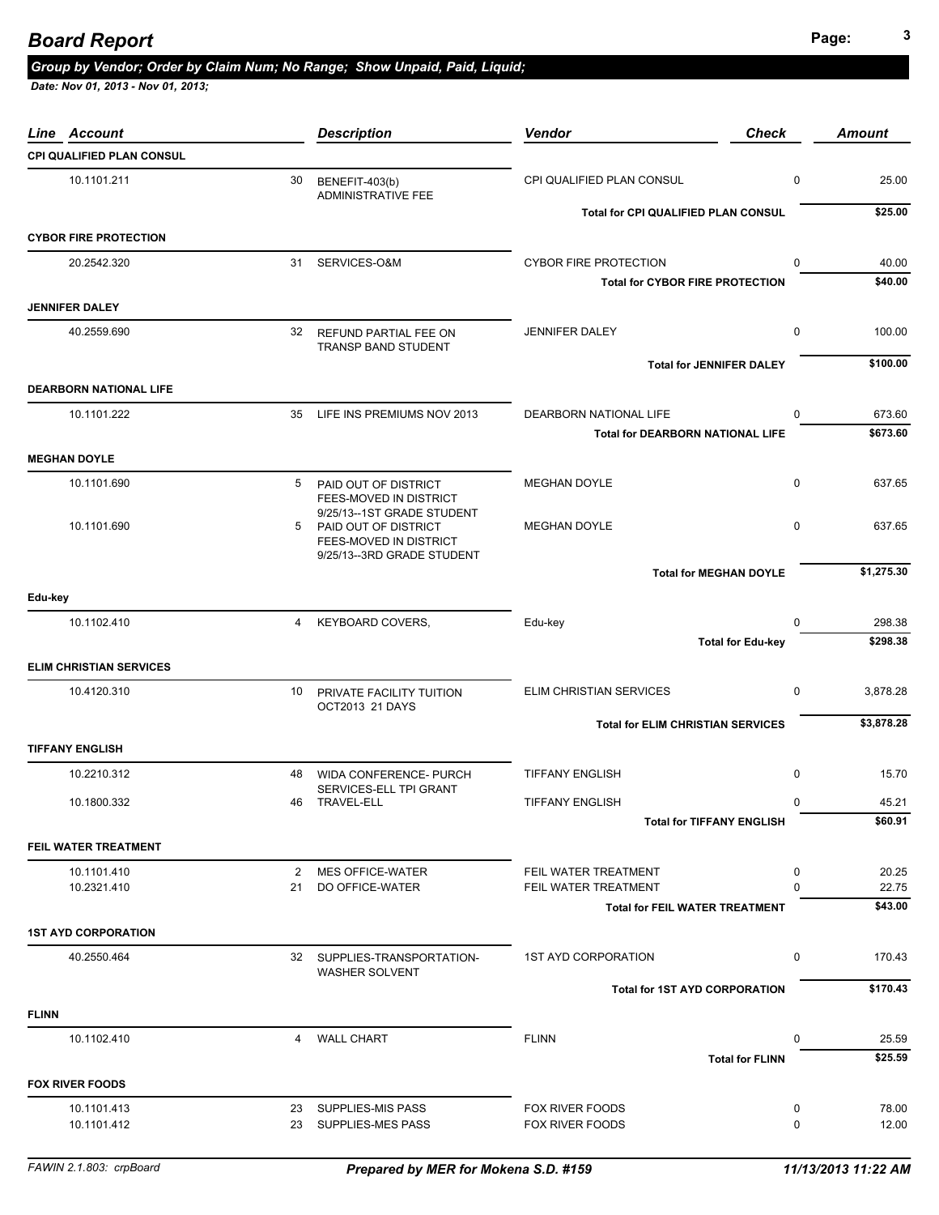# Board Report

***Group by Vendor; Order by Claim Num; No Range; Show Unpaid, Paid, Liquid;***

***Date: Nov 01, 2013 - Nov 01, 2013;***

| Account | Line | Description | Vendor | Check | Amount |
|---|---|---|---|---|---|
| **CPI QUALIFIED PLAN CONSUL** | | | | | |
| 10.1101.211 | 30 | BENEFIT-403(b) ADMINISTRATIVE FEE | CPI QUALIFIED PLAN CONSUL | 0 | 25.00 |
| | | | **Total for CPI QUALIFIED PLAN CONSUL** | | **$25.00** |
| **CYBOR FIRE PROTECTION** | | | | | |
| 20.2542.320 | 31 | SERVICES-O&M | CYBOR FIRE PROTECTION | 0 | 40.00 |
| | | | **Total for CYBOR FIRE PROTECTION** | | **$40.00** |
| **JENNIFER DALEY** | | | | | |
| 40.2559.690 | 32 | REFUND PARTIAL FEE ON TRANSP BAND STUDENT | JENNIFER DALEY | 0 | 100.00 |
| | | | **Total for JENNIFER DALEY** | | **$100.00** |
| **DEARBORN NATIONAL LIFE** | | | | | |
| 10.1101.222 | 35 | LIFE INS PREMIUMS NOV 2013 | DEARBORN NATIONAL LIFE | 0 | 673.60 |
| | | | **Total for DEARBORN NATIONAL LIFE** | | **$673.60** |
| **MEGHAN DOYLE** | | | | | |
| 10.1101.690 | 5 | PAID OUT OF DISTRICT FEES-MOVED IN DISTRICT 9/25/13--1ST GRADE STUDENT | MEGHAN DOYLE | 0 | 637.65 |
| 10.1101.690 | 5 | PAID OUT OF DISTRICT FEES-MOVED IN DISTRICT 9/25/13--3RD GRADE STUDENT | MEGHAN DOYLE | 0 | 637.65 |
| | | | **Total for MEGHAN DOYLE** | | **$1,275.30** |
| **Edu-key** | | | | | |
| 10.1102.410 | 4 | KEYBOARD COVERS, | Edu-key | 0 | 298.38 |
| | | | **Total for Edu-key** | | **$298.38** |
| **ELIM CHRISTIAN SERVICES** | | | | | |
| 10.4120.310 | 10 | PRIVATE FACILITY TUITION OCT2013 21 DAYS | ELIM CHRISTIAN SERVICES | 0 | 3,878.28 |
| | | | **Total for ELIM CHRISTIAN SERVICES** | | **$3,878.28** |
| **TIFFANY ENGLISH** | | | | | |
| 10.2210.312 | 48 | WIDA CONFERENCE- PURCH SERVICES-ELL TPI GRANT | TIFFANY ENGLISH | 0 | 15.70 |
| 10.1800.332 | 46 | TRAVEL-ELL | TIFFANY ENGLISH | 0 | 45.21 |
| | | | **Total for TIFFANY ENGLISH** | | **$60.91** |
| **FEIL WATER TREATMENT** | | | | | |
| 10.1101.410 | 2 | MES OFFICE-WATER | FEIL WATER TREATMENT | 0 | 20.25 |
| 10.2321.410 | 21 | DO OFFICE-WATER | FEIL WATER TREATMENT | 0 | 22.75 |
| | | | **Total for FEIL WATER TREATMENT** | | **$43.00** |
| **1ST AYD CORPORATION** | | | | | |
| 40.2550.464 | 32 | SUPPLIES-TRANSPORTATION-WASHER SOLVENT | 1ST AYD CORPORATION | 0 | 170.43 |
| | | | **Total for 1ST AYD CORPORATION** | | **$170.43** |
| **FLINN** | | | | | |
| 10.1102.410 | 4 | WALL CHART | FLINN | 0 | 25.59 |
| | | | **Total for FLINN** | | **$25.59** |
| **FOX RIVER FOODS** | | | | | |
| 10.1101.413 | 23 | SUPPLIES-MIS PASS | FOX RIVER FOODS | 0 | 78.00 |
| 10.1101.412 | 23 | SUPPLIES-MES PASS | FOX RIVER FOODS | 0 | 12.00 |

*FAWIN 2.1.803: crpBoard* — ***Prepared by MER for Mokena S.D. #159*** — ***11/13/2013 11:22 AM***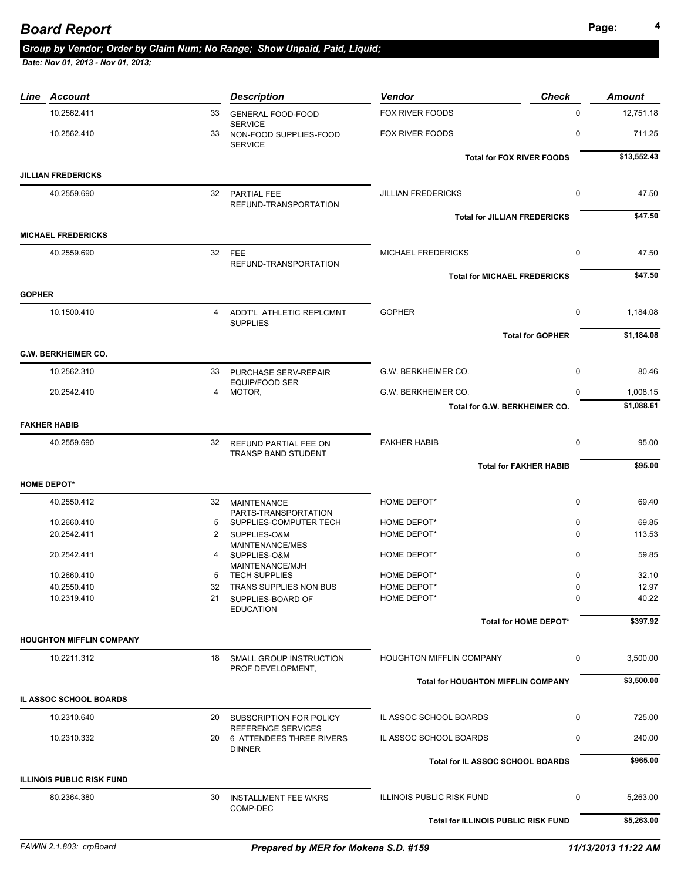# Board Report

***Group by Vendor; Order by Claim Num; No Range; Show Unpaid, Paid, Liquid;***

***Date: Nov 01, 2013 - Nov 01, 2013;***

| Line | Account | | Description | Vendor | Check | Amount |
|---|---|---|---|---|---|---|
| | 10.2562.411 | 33 | GENERAL FOOD-FOOD SERVICE | FOX RIVER FOODS | 0 | 12,751.18 |
| | 10.2562.410 | 33 | NON-FOOD SUPPLIES-FOOD SERVICE | FOX RIVER FOODS | 0 | 711.25 |
| | | | | **Total for FOX RIVER FOODS** | | **$13,552.43** |
| **JILLIAN FREDERICKS** | | | | | | |
| | 40.2559.690 | 32 | PARTIAL FEE REFUND-TRANSPORTATION | JILLIAN FREDERICKS | 0 | 47.50 |
| | | | | **Total for JILLIAN FREDERICKS** | | **$47.50** |
| **MICHAEL FREDERICKS** | | | | | | |
| | 40.2559.690 | 32 | FEE REFUND-TRANSPORTATION | MICHAEL FREDERICKS | 0 | 47.50 |
| | | | | **Total for MICHAEL FREDERICKS** | | **$47.50** |
| **GOPHER** | | | | | | |
| | 10.1500.410 | 4 | ADDT'L ATHLETIC REPLCMNT SUPPLIES | GOPHER | 0 | 1,184.08 |
| | | | | **Total for GOPHER** | | **$1,184.08** |
| **G.W. BERKHEIMER CO.** | | | | | | |
| | 10.2562.310 | 33 | PURCHASE SERV-REPAIR EQUIP/FOOD SER | G.W. BERKHEIMER CO. | 0 | 80.46 |
| | 20.2542.410 | 4 | MOTOR, | G.W. BERKHEIMER CO. | 0 | 1,008.15 |
| | | | | **Total for G.W. BERKHEIMER CO.** | | **$1,088.61** |
| **FAKHER HABIB** | | | | | | |
| | 40.2559.690 | 32 | REFUND PARTIAL FEE ON TRANSP BAND STUDENT | FAKHER HABIB | 0 | 95.00 |
| | | | | **Total for FAKHER HABIB** | | **$95.00** |
| **HOME DEPOT*** | | | | | | |
| | 40.2550.412 | 32 | MAINTENANCE PARTS-TRANSPORTATION | HOME DEPOT* | 0 | 69.40 |
| | 10.2660.410 | 5 | SUPPLIES-COMPUTER TECH | HOME DEPOT* | 0 | 69.85 |
| | 20.2542.411 | 2 | SUPPLIES-O&M MAINTENANCE/MES | HOME DEPOT* | 0 | 113.53 |
| | 20.2542.411 | 4 | SUPPLIES-O&M MAINTENANCE/MJH | HOME DEPOT* | 0 | 59.85 |
| | 10.2660.410 | 5 | TECH SUPPLIES | HOME DEPOT* | 0 | 32.10 |
| | 40.2550.410 | 32 | TRANS SUPPLIES NON BUS | HOME DEPOT* | 0 | 12.97 |
| | 10.2319.410 | 21 | SUPPLIES-BOARD OF EDUCATION | HOME DEPOT* | 0 | 40.22 |
| | | | | **Total for HOME DEPOT*** | | **$397.92** |
| **HOUGHTON MIFFLIN COMPANY** | | | | | | |
| | 10.2211.312 | 18 | SMALL GROUP INSTRUCTION PROF DEVELOPMENT, | HOUGHTON MIFFLIN COMPANY | 0 | 3,500.00 |
| | | | | **Total for HOUGHTON MIFFLIN COMPANY** | | **$3,500.00** |
| **IL ASSOC SCHOOL BOARDS** | | | | | | |
| | 10.2310.640 | 20 | SUBSCRIPTION FOR POLICY REFERENCE SERVICES | IL ASSOC SCHOOL BOARDS | 0 | 725.00 |
| | 10.2310.332 | 20 | 6 ATTENDEES THREE RIVERS DINNER | IL ASSOC SCHOOL BOARDS | 0 | 240.00 |
| | | | | **Total for IL ASSOC SCHOOL BOARDS** | | **$965.00** |
| **ILLINOIS PUBLIC RISK FUND** | | | | | | |
| | 80.2364.380 | 30 | INSTALLMENT FEE WKRS COMP-DEC | ILLINOIS PUBLIC RISK FUND | 0 | 5,263.00 |
| | | | | **Total for ILLINOIS PUBLIC RISK FUND** | | **$5,263.00** |

*FAWIN 2.1.803: crpBoard* — ***Prepared by MER for Mokena S.D. #159*** — ***11/13/2013 11:22 AM***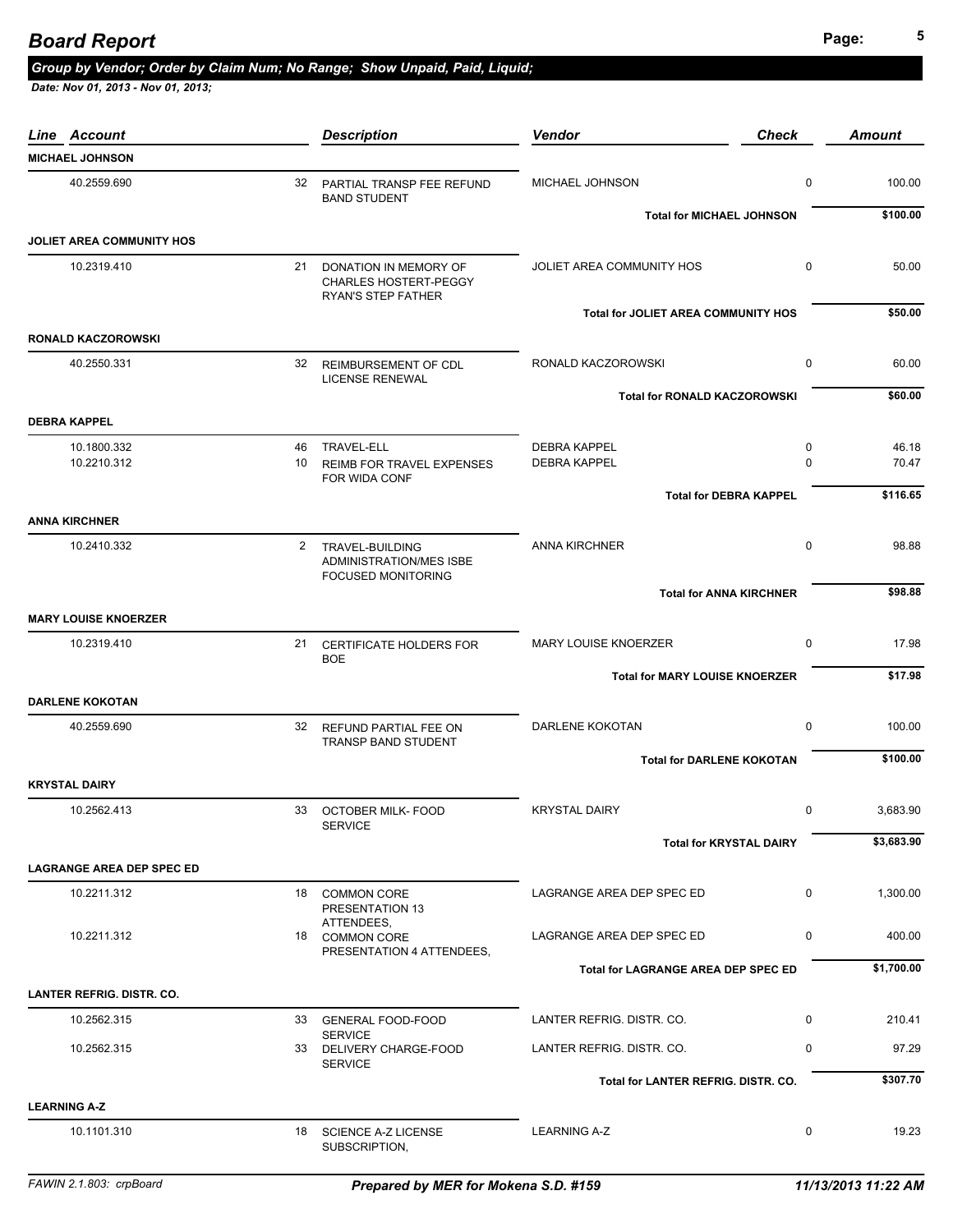# Board Report

***Group by Vendor; Order by Claim Num; No Range; Show Unpaid, Paid, Liquid;***

***Date: Nov 01, 2013 - Nov 01, 2013;***

| Line | Account | | Description | Vendor | Check | Amount |
|---|---|---|---|---|---|---|
| **MICHAEL JOHNSON** | | | | | | |
| | 40.2559.690 | 32 | PARTIAL TRANSP FEE REFUND BAND STUDENT | MICHAEL JOHNSON | 0 | 100.00 |
| | | | | **Total for MICHAEL JOHNSON** | | **$100.00** |
| **JOLIET AREA COMMUNITY HOS** | | | | | | |
| | 10.2319.410 | 21 | DONATION IN MEMORY OF CHARLES HOSTERT-PEGGY RYAN'S STEP FATHER | JOLIET AREA COMMUNITY HOS | 0 | 50.00 |
| | | | | **Total for JOLIET AREA COMMUNITY HOS** | | **$50.00** |
| **RONALD KACZOROWSKI** | | | | | | |
| | 40.2550.331 | 32 | REIMBURSEMENT OF CDL LICENSE RENEWAL | RONALD KACZOROWSKI | 0 | 60.00 |
| | | | | **Total for RONALD KACZOROWSKI** | | **$60.00** |
| **DEBRA KAPPEL** | | | | | | |
| | 10.1800.332 | 46 | TRAVEL-ELL | DEBRA KAPPEL | 0 | 46.18 |
| | 10.2210.312 | 10 | REIMB FOR TRAVEL EXPENSES FOR WIDA CONF | DEBRA KAPPEL | 0 | 70.47 |
| | | | | **Total for DEBRA KAPPEL** | | **$116.65** |
| **ANNA KIRCHNER** | | | | | | |
| | 10.2410.332 | 2 | TRAVEL-BUILDING ADMINISTRATION/MES ISBE FOCUSED MONITORING | ANNA KIRCHNER | 0 | 98.88 |
| | | | | **Total for ANNA KIRCHNER** | | **$98.88** |
| **MARY LOUISE KNOERZER** | | | | | | |
| | 10.2319.410 | 21 | CERTIFICATE HOLDERS FOR BOE | MARY LOUISE KNOERZER | 0 | 17.98 |
| | | | | **Total for MARY LOUISE KNOERZER** | | **$17.98** |
| **DARLENE KOKOTAN** | | | | | | |
| | 40.2559.690 | 32 | REFUND PARTIAL FEE ON TRANSP BAND STUDENT | DARLENE KOKOTAN | 0 | 100.00 |
| | | | | **Total for DARLENE KOKOTAN** | | **$100.00** |
| **KRYSTAL DAIRY** | | | | | | |
| | 10.2562.413 | 33 | OCTOBER MILK- FOOD SERVICE | KRYSTAL DAIRY | 0 | 3,683.90 |
| | | | | **Total for KRYSTAL DAIRY** | | **$3,683.90** |
| **LAGRANGE AREA DEP SPEC ED** | | | | | | |
| | 10.2211.312 | 18 | COMMON CORE PRESENTATION 13 ATTENDEES, | LAGRANGE AREA DEP SPEC ED | 0 | 1,300.00 |
| | 10.2211.312 | 18 | COMMON CORE PRESENTATION 4 ATTENDEES, | LAGRANGE AREA DEP SPEC ED | 0 | 400.00 |
| | | | | **Total for LAGRANGE AREA DEP SPEC ED** | | **$1,700.00** |
| **LANTER REFRIG. DISTR. CO.** | | | | | | |
| | 10.2562.315 | 33 | GENERAL FOOD-FOOD SERVICE | LANTER REFRIG. DISTR. CO. | 0 | 210.41 |
| | 10.2562.315 | 33 | DELIVERY CHARGE-FOOD SERVICE | LANTER REFRIG. DISTR. CO. | 0 | 97.29 |
| | | | | **Total for LANTER REFRIG. DISTR. CO.** | | **$307.70** |
| **LEARNING A-Z** | | | | | | |
| | 10.1101.310 | 18 | SCIENCE A-Z LICENSE SUBSCRIPTION, | LEARNING A-Z | 0 | 19.23 |

FAWIN 2.1.803: crpBoard — *Prepared by MER for Mokena S.D. #159* — *11/13/2013 11:22 AM*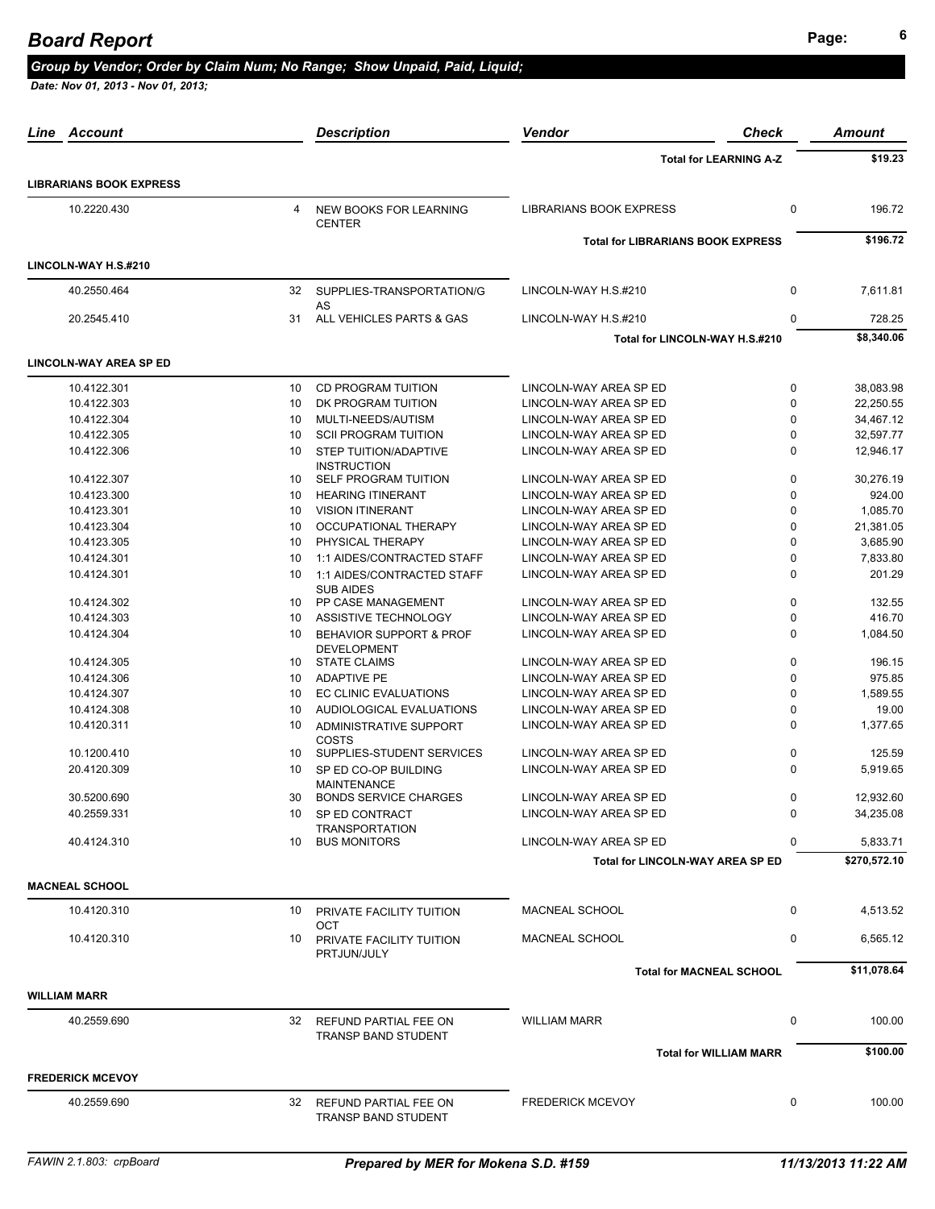# Board Report

*Group by Vendor; Order by Claim Num; No Range; Show Unpaid, Paid, Liquid;*

*Date: Nov 01, 2013 - Nov 01, 2013;*

| Line | Account | | Description | Vendor | Check | Amount |
|---|---|---|---|---|---|---|
| | | | | **Total for LEARNING A-Z** | | **$19.23** |
| **LIBRARIANS BOOK EXPRESS** | | | | | | |
| | 10.2220.430 | 4 | NEW BOOKS FOR LEARNING CENTER | LIBRARIANS BOOK EXPRESS | 0 | 196.72 |
| | | | | **Total for LIBRARIANS BOOK EXPRESS** | | **$196.72** |
| **LINCOLN-WAY H.S.#210** | | | | | | |
| | 40.2550.464 | 32 | SUPPLIES-TRANSPORTATION/GAS | LINCOLN-WAY H.S.#210 | 0 | 7,611.81 |
| | 20.2545.410 | 31 | ALL VEHICLES PARTS & GAS | LINCOLN-WAY H.S.#210 | 0 | 728.25 |
| | | | | **Total for LINCOLN-WAY H.S.#210** | | **$8,340.06** |
| **LINCOLN-WAY AREA SP ED** | | | | | | |
| | 10.4122.301 | 10 | CD PROGRAM TUITION | LINCOLN-WAY AREA SP ED | 0 | 38,083.98 |
| | 10.4122.303 | 10 | DK PROGRAM TUITION | LINCOLN-WAY AREA SP ED | 0 | 22,250.55 |
| | 10.4122.304 | 10 | MULTI-NEEDS/AUTISM | LINCOLN-WAY AREA SP ED | 0 | 34,467.12 |
| | 10.4122.305 | 10 | SCII PROGRAM TUITION | LINCOLN-WAY AREA SP ED | 0 | 32,597.77 |
| | 10.4122.306 | 10 | STEP TUITION/ADAPTIVE INSTRUCTION | LINCOLN-WAY AREA SP ED | 0 | 12,946.17 |
| | 10.4122.307 | 10 | SELF PROGRAM TUITION | LINCOLN-WAY AREA SP ED | 0 | 30,276.19 |
| | 10.4123.300 | 10 | HEARING ITINERANT | LINCOLN-WAY AREA SP ED | 0 | 924.00 |
| | 10.4123.301 | 10 | VISION ITINERANT | LINCOLN-WAY AREA SP ED | 0 | 1,085.70 |
| | 10.4123.304 | 10 | OCCUPATIONAL THERAPY | LINCOLN-WAY AREA SP ED | 0 | 21,381.05 |
| | 10.4123.305 | 10 | PHYSICAL THERAPY | LINCOLN-WAY AREA SP ED | 0 | 3,685.90 |
| | 10.4124.301 | 10 | 1:1 AIDES/CONTRACTED STAFF | LINCOLN-WAY AREA SP ED | 0 | 7,833.80 |
| | 10.4124.301 | 10 | 1:1 AIDES/CONTRACTED STAFF SUB AIDES | LINCOLN-WAY AREA SP ED | 0 | 201.29 |
| | 10.4124.302 | 10 | PP CASE MANAGEMENT | LINCOLN-WAY AREA SP ED | 0 | 132.55 |
| | 10.4124.303 | 10 | ASSISTIVE TECHNOLOGY | LINCOLN-WAY AREA SP ED | 0 | 416.70 |
| | 10.4124.304 | 10 | BEHAVIOR SUPPORT & PROF DEVELOPMENT | LINCOLN-WAY AREA SP ED | 0 | 1,084.50 |
| | 10.4124.305 | 10 | STATE CLAIMS | LINCOLN-WAY AREA SP ED | 0 | 196.15 |
| | 10.4124.306 | 10 | ADAPTIVE PE | LINCOLN-WAY AREA SP ED | 0 | 975.85 |
| | 10.4124.307 | 10 | EC CLINIC EVALUATIONS | LINCOLN-WAY AREA SP ED | 0 | 1,589.55 |
| | 10.4124.308 | 10 | AUDIOLOGICAL EVALUATIONS | LINCOLN-WAY AREA SP ED | 0 | 19.00 |
| | 10.4120.311 | 10 | ADMINISTRATIVE SUPPORT COSTS | LINCOLN-WAY AREA SP ED | 0 | 1,377.65 |
| | 10.1200.410 | 10 | SUPPLIES-STUDENT SERVICES | LINCOLN-WAY AREA SP ED | 0 | 125.59 |
| | 20.4120.309 | 10 | SP ED CO-OP BUILDING MAINTENANCE | LINCOLN-WAY AREA SP ED | 0 | 5,919.65 |
| | 30.5200.690 | 30 | BONDS SERVICE CHARGES | LINCOLN-WAY AREA SP ED | 0 | 12,932.60 |
| | 40.2559.331 | 10 | SP ED CONTRACT TRANSPORTATION | LINCOLN-WAY AREA SP ED | 0 | 34,235.08 |
| | 40.4124.310 | 10 | BUS MONITORS | LINCOLN-WAY AREA SP ED | 0 | 5,833.71 |
| | | | | **Total for LINCOLN-WAY AREA SP ED** | | **$270,572.10** |
| **MACNEAL SCHOOL** | | | | | | |
| | 10.4120.310 | 10 | PRIVATE FACILITY TUITION OCT | MACNEAL SCHOOL | 0 | 4,513.52 |
| | 10.4120.310 | 10 | PRIVATE FACILITY TUITION PRTJUN/JULY | MACNEAL SCHOOL | 0 | 6,565.12 |
| | | | | **Total for MACNEAL SCHOOL** | | **$11,078.64** |
| **WILLIAM MARR** | | | | | | |
| | 40.2559.690 | 32 | REFUND PARTIAL FEE ON TRANSP BAND STUDENT | WILLIAM MARR | 0 | 100.00 |
| | | | | **Total for WILLIAM MARR** | | **$100.00** |
| **FREDERICK MCEVOY** | | | | | | |
| | 40.2559.690 | 32 | REFUND PARTIAL FEE ON TRANSP BAND STUDENT | FREDERICK MCEVOY | 0 | 100.00 |

*FAWIN 2.1.803: crpBoard* — ***Prepared by MER for Mokena S.D. #159*** — ***11/13/2013 11:22 AM***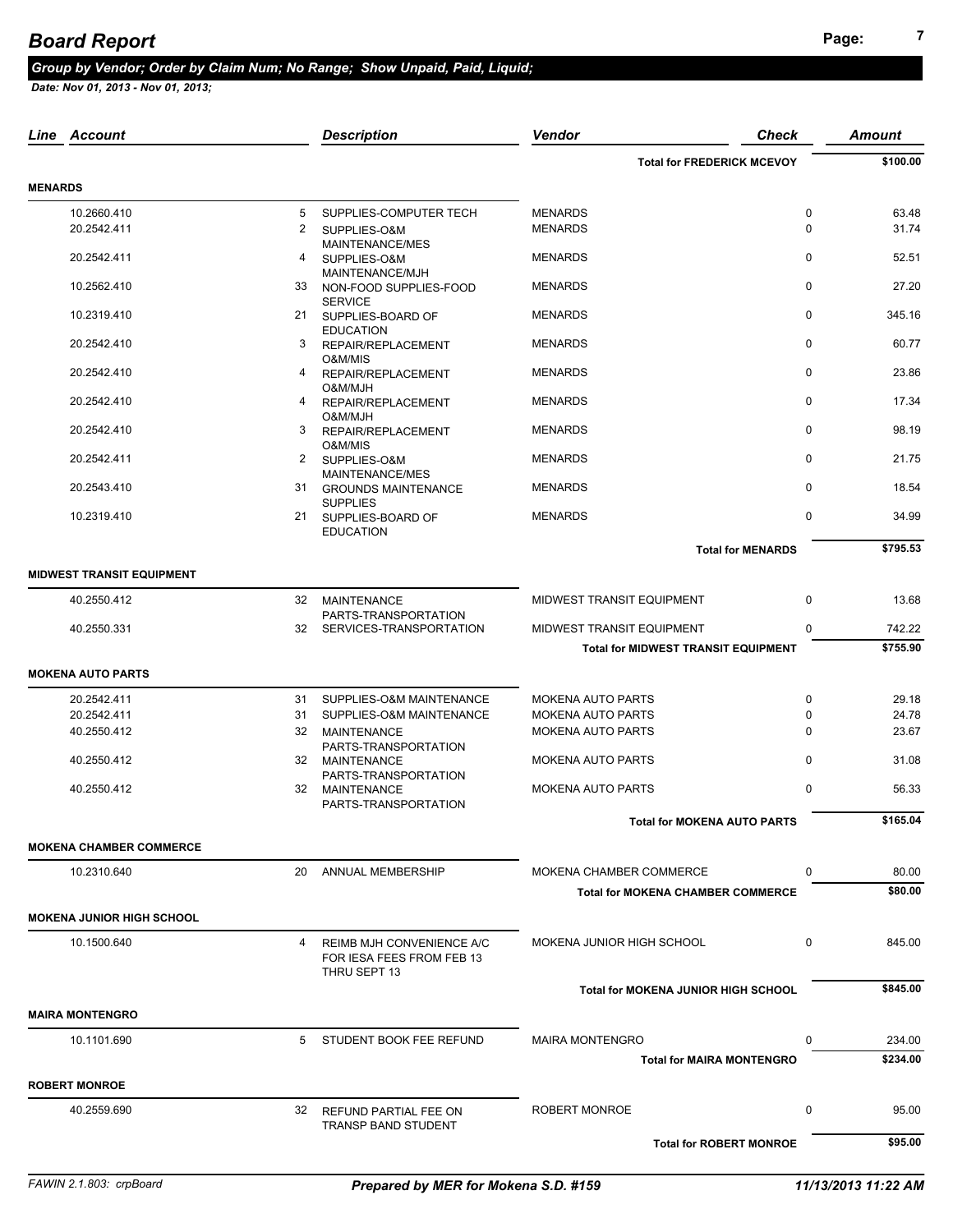# Board Report

***Group by Vendor; Order by Claim Num; No Range; Show Unpaid, Paid, Liquid;***

*Date: Nov 01, 2013 - Nov 01, 2013;*

| Line | Account | | Description | Vendor | Check | Amount |
|---|---|---|---|---|---|---|
| | | | | **Total for FREDERICK MCEVOY** | | **$100.00** |
| **MENARDS** | | | | | | |
| | 10.2660.410 | 5 | SUPPLIES-COMPUTER TECH | MENARDS | 0 | 63.48 |
| | 20.2542.411 | 2 | SUPPLIES-O&M MAINTENANCE/MES | MENARDS | 0 | 31.74 |
| | 20.2542.411 | 4 | SUPPLIES-O&M MAINTENANCE/MJH | MENARDS | 0 | 52.51 |
| | 10.2562.410 | 33 | NON-FOOD SUPPLIES-FOOD SERVICE | MENARDS | 0 | 27.20 |
| | 10.2319.410 | 21 | SUPPLIES-BOARD OF EDUCATION | MENARDS | 0 | 345.16 |
| | 20.2542.410 | 3 | REPAIR/REPLACEMENT O&M/MIS | MENARDS | 0 | 60.77 |
| | 20.2542.410 | 4 | REPAIR/REPLACEMENT O&M/MJH | MENARDS | 0 | 23.86 |
| | 20.2542.410 | 4 | REPAIR/REPLACEMENT O&M/MJH | MENARDS | 0 | 17.34 |
| | 20.2542.410 | 3 | REPAIR/REPLACEMENT O&M/MIS | MENARDS | 0 | 98.19 |
| | 20.2542.411 | 2 | SUPPLIES-O&M MAINTENANCE/MES | MENARDS | 0 | 21.75 |
| | 20.2543.410 | 31 | GROUNDS MAINTENANCE SUPPLIES | MENARDS | 0 | 18.54 |
| | 10.2319.410 | 21 | SUPPLIES-BOARD OF EDUCATION | MENARDS | 0 | 34.99 |
| | | | | **Total for MENARDS** | | **$795.53** |
| **MIDWEST TRANSIT EQUIPMENT** | | | | | | |
| | 40.2550.412 | 32 | MAINTENANCE PARTS-TRANSPORTATION | MIDWEST TRANSIT EQUIPMENT | 0 | 13.68 |
| | 40.2550.331 | 32 | SERVICES-TRANSPORTATION | MIDWEST TRANSIT EQUIPMENT | 0 | 742.22 |
| | | | | **Total for MIDWEST TRANSIT EQUIPMENT** | | **$755.90** |
| **MOKENA AUTO PARTS** | | | | | | |
| | 20.2542.411 | 31 | SUPPLIES-O&M MAINTENANCE | MOKENA AUTO PARTS | 0 | 29.18 |
| | 20.2542.411 | 31 | SUPPLIES-O&M MAINTENANCE | MOKENA AUTO PARTS | 0 | 24.78 |
| | 40.2550.412 | 32 | MAINTENANCE PARTS-TRANSPORTATION | MOKENA AUTO PARTS | 0 | 23.67 |
| | 40.2550.412 | 32 | MAINTENANCE PARTS-TRANSPORTATION | MOKENA AUTO PARTS | 0 | 31.08 |
| | 40.2550.412 | 32 | MAINTENANCE PARTS-TRANSPORTATION | MOKENA AUTO PARTS | 0 | 56.33 |
| | | | | **Total for MOKENA AUTO PARTS** | | **$165.04** |
| **MOKENA CHAMBER COMMERCE** | | | | | | |
| | 10.2310.640 | 20 | ANNUAL MEMBERSHIP | MOKENA CHAMBER COMMERCE | 0 | 80.00 |
| | | | | **Total for MOKENA CHAMBER COMMERCE** | | **$80.00** |
| **MOKENA JUNIOR HIGH SCHOOL** | | | | | | |
| | 10.1500.640 | 4 | REIMB MJH CONVENIENCE A/C FOR IESA FEES FROM FEB 13 THRU SEPT 13 | MOKENA JUNIOR HIGH SCHOOL | 0 | 845.00 |
| | | | | **Total for MOKENA JUNIOR HIGH SCHOOL** | | **$845.00** |
| **MAIRA MONTENGRO** | | | | | | |
| | 10.1101.690 | 5 | STUDENT BOOK FEE REFUND | MAIRA MONTENGRO | 0 | 234.00 |
| | | | | **Total for MAIRA MONTENGRO** | | **$234.00** |
| **ROBERT MONROE** | | | | | | |
| | 40.2559.690 | 32 | REFUND PARTIAL FEE ON TRANSP BAND STUDENT | ROBERT MONROE | 0 | 95.00 |
| | | | | **Total for ROBERT MONROE** | | **$95.00** |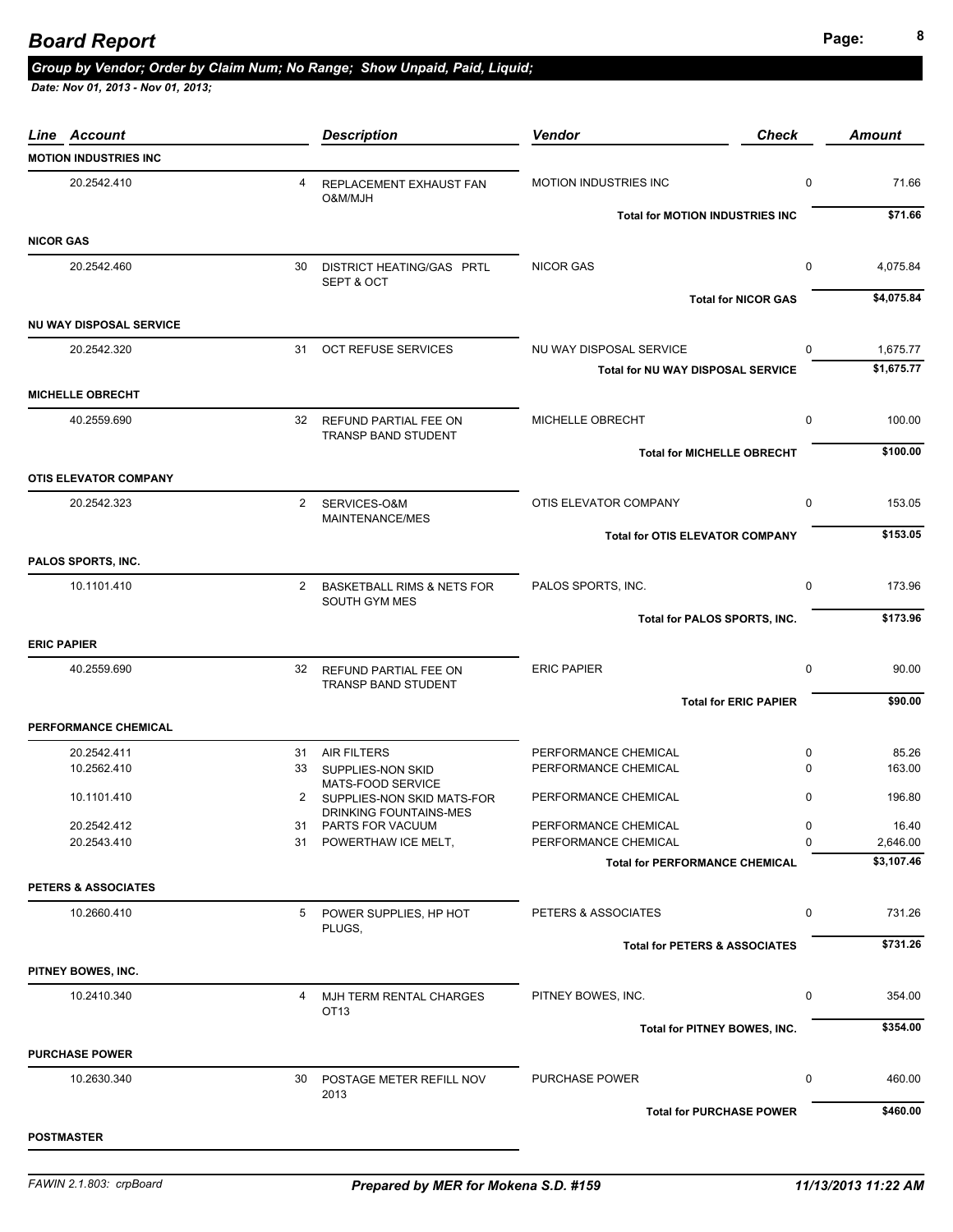# Board Report

***Group by Vendor; Order by Claim Num; No Range; Show Unpaid, Paid, Liquid;***

***Date: Nov 01, 2013 - Nov 01, 2013;***

| Line Account | | Description | Vendor | Check | Amount |
|---|---|---|---|---|---|
| **MOTION INDUSTRIES INC** | | | | | |
| 20.2542.410 | 4 | REPLACEMENT EXHAUST FAN O&M/MJH | MOTION INDUSTRIES INC | 0 | 71.66 |
| | | | **Total for MOTION INDUSTRIES INC** | | **$71.66** |
| **NICOR GAS** | | | | | |
| 20.2542.460 | 30 | DISTRICT HEATING/GAS PRTL SEPT & OCT | NICOR GAS | 0 | 4,075.84 |
| | | | **Total for NICOR GAS** | | **$4,075.84** |
| **NU WAY DISPOSAL SERVICE** | | | | | |
| 20.2542.320 | 31 | OCT REFUSE SERVICES | NU WAY DISPOSAL SERVICE | 0 | 1,675.77 |
| | | | **Total for NU WAY DISPOSAL SERVICE** | | **$1,675.77** |
| **MICHELLE OBRECHT** | | | | | |
| 40.2559.690 | 32 | REFUND PARTIAL FEE ON TRANSP BAND STUDENT | MICHELLE OBRECHT | 0 | 100.00 |
| | | | **Total for MICHELLE OBRECHT** | | **$100.00** |
| **OTIS ELEVATOR COMPANY** | | | | | |
| 20.2542.323 | 2 | SERVICES-O&M MAINTENANCE/MES | OTIS ELEVATOR COMPANY | 0 | 153.05 |
| | | | **Total for OTIS ELEVATOR COMPANY** | | **$153.05** |
| **PALOS SPORTS, INC.** | | | | | |
| 10.1101.410 | 2 | BASKETBALL RIMS & NETS FOR SOUTH GYM MES | PALOS SPORTS, INC. | 0 | 173.96 |
| | | | **Total for PALOS SPORTS, INC.** | | **$173.96** |
| **ERIC PAPIER** | | | | | |
| 40.2559.690 | 32 | REFUND PARTIAL FEE ON TRANSP BAND STUDENT | ERIC PAPIER | 0 | 90.00 |
| | | | **Total for ERIC PAPIER** | | **$90.00** |
| **PERFORMANCE CHEMICAL** | | | | | |
| 20.2542.411 | 31 | AIR FILTERS | PERFORMANCE CHEMICAL | 0 | 85.26 |
| 10.2562.410 | 33 | SUPPLIES-NON SKID MATS-FOOD SERVICE | PERFORMANCE CHEMICAL | 0 | 163.00 |
| 10.1101.410 | 2 | SUPPLIES-NON SKID MATS-FOR DRINKING FOUNTAINS-MES | PERFORMANCE CHEMICAL | 0 | 196.80 |
| 20.2542.412 | 31 | PARTS FOR VACUUM | PERFORMANCE CHEMICAL | 0 | 16.40 |
| 20.2543.410 | 31 | POWERTHAW ICE MELT, | PERFORMANCE CHEMICAL | 0 | 2,646.00 |
| | | | **Total for PERFORMANCE CHEMICAL** | | **$3,107.46** |
| **PETERS & ASSOCIATES** | | | | | |
| 10.2660.410 | 5 | POWER SUPPLIES, HP HOT PLUGS, | PETERS & ASSOCIATES | 0 | 731.26 |
| | | | **Total for PETERS & ASSOCIATES** | | **$731.26** |
| **PITNEY BOWES, INC.** | | | | | |
| 10.2410.340 | 4 | MJH TERM RENTAL CHARGES OT13 | PITNEY BOWES, INC. | 0 | 354.00 |
| | | | **Total for PITNEY BOWES, INC.** | | **$354.00** |
| **PURCHASE POWER** | | | | | |
| 10.2630.340 | 30 | POSTAGE METER REFILL NOV 2013 | PURCHASE POWER | 0 | 460.00 |
| | | | **Total for PURCHASE POWER** | | **$460.00** |
| **POSTMASTER** | | | | | |

FAWIN 2.1.803: crpBoard — *Prepared by MER for Mokena S.D. #159* — 11/13/2013 11:22 AM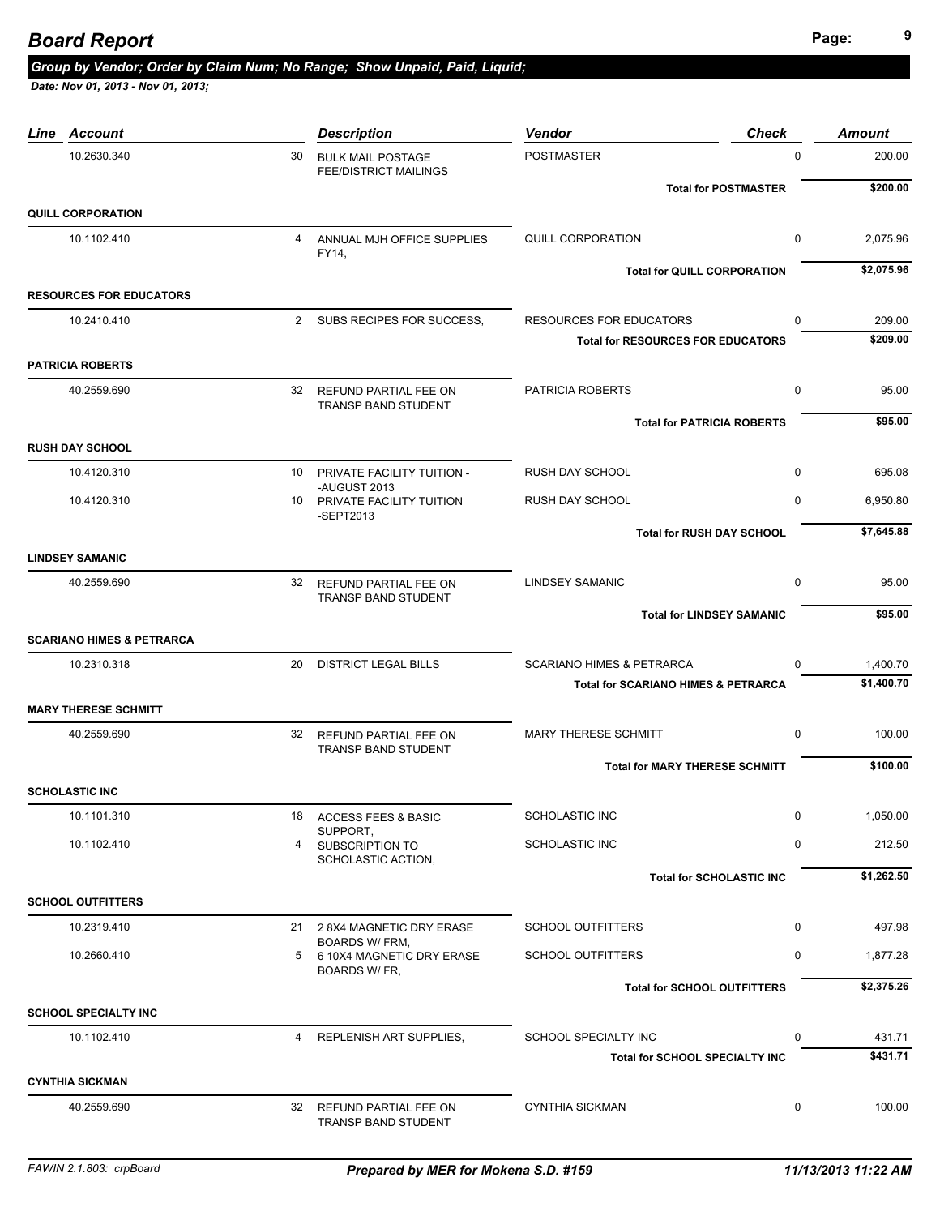# Board Report

***Group by Vendor; Order by Claim Num; No Range; Show Unpaid, Paid, Liquid;***

***Date: Nov 01, 2013 - Nov 01, 2013;***

| Line | Account | | Description | Vendor | Check | Amount |
|---|---|---|---|---|---|---|
| | 10.2630.340 | 30 | BULK MAIL POSTAGE FEE/DISTRICT MAILINGS | POSTMASTER | 0 | 200.00 |
| | | | | **Total for POSTMASTER** | | **$200.00** |
| **QUILL CORPORATION** | | | | | | |
| | 10.1102.410 | 4 | ANNUAL MJH OFFICE SUPPLIES FY14, | QUILL CORPORATION | 0 | 2,075.96 |
| | | | | **Total for QUILL CORPORATION** | | **$2,075.96** |
| **RESOURCES FOR EDUCATORS** | | | | | | |
| | 10.2410.410 | 2 | SUBS RECIPES FOR SUCCESS, | RESOURCES FOR EDUCATORS | 0 | 209.00 |
| | | | | **Total for RESOURCES FOR EDUCATORS** | | **$209.00** |
| **PATRICIA ROBERTS** | | | | | | |
| | 40.2559.690 | 32 | REFUND PARTIAL FEE ON TRANSP BAND STUDENT | PATRICIA ROBERTS | 0 | 95.00 |
| | | | | **Total for PATRICIA ROBERTS** | | **$95.00** |
| **RUSH DAY SCHOOL** | | | | | | |
| | 10.4120.310 | 10 | PRIVATE FACILITY TUITION - -AUGUST 2013 | RUSH DAY SCHOOL | 0 | 695.08 |
| | 10.4120.310 | 10 | PRIVATE FACILITY TUITION -SEPT2013 | RUSH DAY SCHOOL | 0 | 6,950.80 |
| | | | | **Total for RUSH DAY SCHOOL** | | **$7,645.88** |
| **LINDSEY SAMANIC** | | | | | | |
| | 40.2559.690 | 32 | REFUND PARTIAL FEE ON TRANSP BAND STUDENT | LINDSEY SAMANIC | 0 | 95.00 |
| | | | | **Total for LINDSEY SAMANIC** | | **$95.00** |
| **SCARIANO HIMES & PETRARCA** | | | | | | |
| | 10.2310.318 | 20 | DISTRICT LEGAL BILLS | SCARIANO HIMES & PETRARCA | 0 | 1,400.70 |
| | | | | **Total for SCARIANO HIMES & PETRARCA** | | **$1,400.70** |
| **MARY THERESE SCHMITT** | | | | | | |
| | 40.2559.690 | 32 | REFUND PARTIAL FEE ON TRANSP BAND STUDENT | MARY THERESE SCHMITT | 0 | 100.00 |
| | | | | **Total for MARY THERESE SCHMITT** | | **$100.00** |
| **SCHOLASTIC INC** | | | | | | |
| | 10.1101.310 | 18 | ACCESS FEES & BASIC SUPPORT, | SCHOLASTIC INC | 0 | 1,050.00 |
| | 10.1102.410 | 4 | SUBSCRIPTION TO SCHOLASTIC ACTION, | SCHOLASTIC INC | 0 | 212.50 |
| | | | | **Total for SCHOLASTIC INC** | | **$1,262.50** |
| **SCHOOL OUTFITTERS** | | | | | | |
| | 10.2319.410 | 21 | 2 8X4 MAGNETIC DRY ERASE BOARDS W/ FRM, | SCHOOL OUTFITTERS | 0 | 497.98 |
| | 10.2660.410 | 5 | 6 10X4 MAGNETIC DRY ERASE BOARDS W/ FR, | SCHOOL OUTFITTERS | 0 | 1,877.28 |
| | | | | **Total for SCHOOL OUTFITTERS** | | **$2,375.26** |
| **SCHOOL SPECIALTY INC** | | | | | | |
| | 10.1102.410 | 4 | REPLENISH ART SUPPLIES, | SCHOOL SPECIALTY INC | 0 | 431.71 |
| | | | | **Total for SCHOOL SPECIALTY INC** | | **$431.71** |
| **CYNTHIA SICKMAN** | | | | | | |
| | 40.2559.690 | 32 | REFUND PARTIAL FEE ON TRANSP BAND STUDENT | CYNTHIA SICKMAN | 0 | 100.00 |

FAWIN 2.1.803: crpBoard | ***Prepared by MER for Mokena S.D. #159*** | ***11/13/2013 11:22 AM***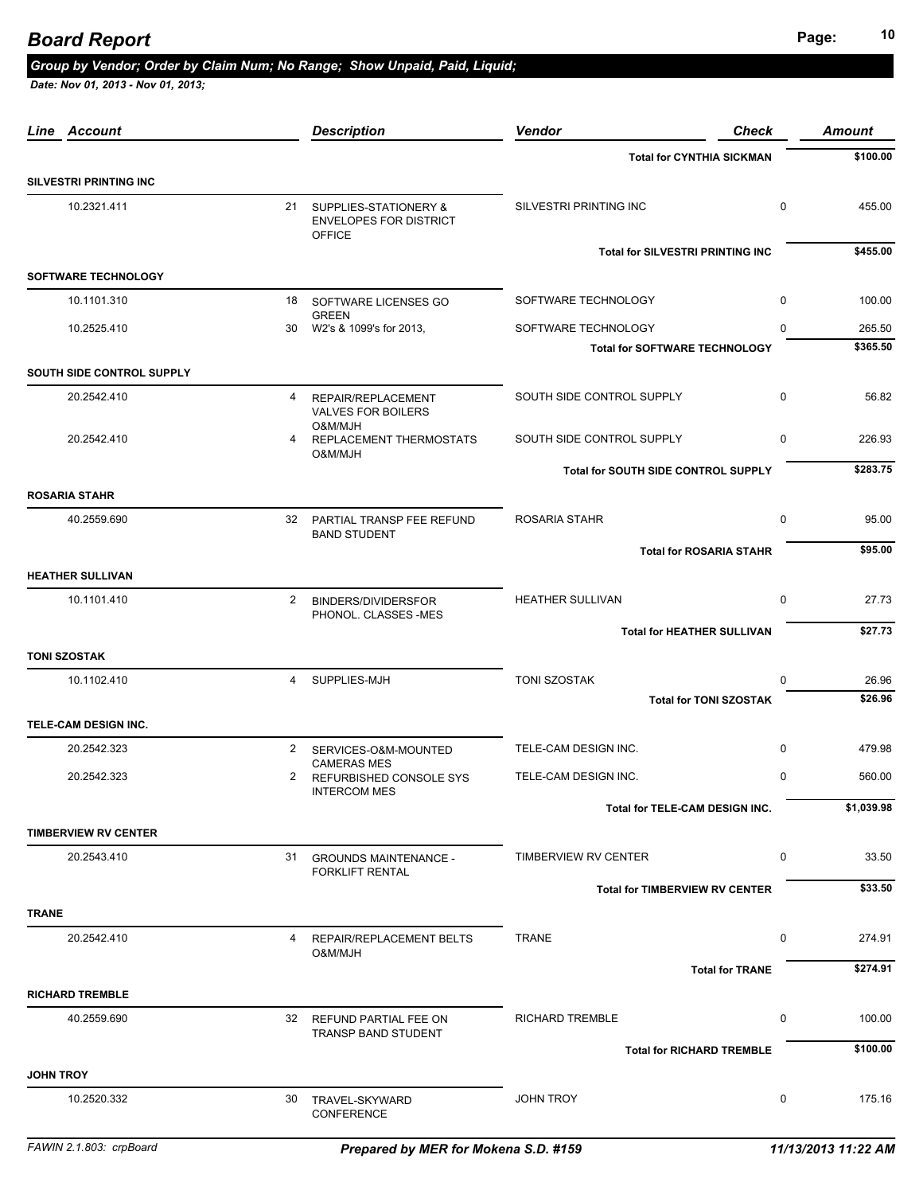## Board Report

***Group by Vendor; Order by Claim Num; No Range; Show Unpaid, Paid, Liquid;***

***Date: Nov 01, 2013 - Nov 01, 2013;***

| Line | Account | | Description | Vendor | Check | Amount |
|---|---|---|---|---|---|---|
| | | | | **Total for CYNTHIA SICKMAN** | | **$100.00** |
| **SILVESTRI PRINTING INC** | | | | | | |
| | 10.2321.411 | 21 | SUPPLIES-STATIONERY & ENVELOPES FOR DISTRICT OFFICE | SILVESTRI PRINTING INC | 0 | 455.00 |
| | | | | **Total for SILVESTRI PRINTING INC** | | **$455.00** |
| **SOFTWARE TECHNOLOGY** | | | | | | |
| | 10.1101.310 | 18 | SOFTWARE LICENSES GO GREEN | SOFTWARE TECHNOLOGY | 0 | 100.00 |
| | 10.2525.410 | 30 | W2's & 1099's for 2013, | SOFTWARE TECHNOLOGY | 0 | 265.50 |
| | | | | **Total for SOFTWARE TECHNOLOGY** | | **$365.50** |
| **SOUTH SIDE CONTROL SUPPLY** | | | | | | |
| | 20.2542.410 | 4 | REPAIR/REPLACEMENT VALVES FOR BOILERS O&M/MJH | SOUTH SIDE CONTROL SUPPLY | 0 | 56.82 |
| | 20.2542.410 | 4 | REPLACEMENT THERMOSTATS O&M/MJH | SOUTH SIDE CONTROL SUPPLY | 0 | 226.93 |
| | | | | **Total for SOUTH SIDE CONTROL SUPPLY** | | **$283.75** |
| **ROSARIA STAHR** | | | | | | |
| | 40.2559.690 | 32 | PARTIAL TRANSP FEE REFUND BAND STUDENT | ROSARIA STAHR | 0 | 95.00 |
| | | | | **Total for ROSARIA STAHR** | | **$95.00** |
| **HEATHER SULLIVAN** | | | | | | |
| | 10.1101.410 | 2 | BINDERS/DIVIDERSFOR PHONOL. CLASSES -MES | HEATHER SULLIVAN | 0 | 27.73 |
| | | | | **Total for HEATHER SULLIVAN** | | **$27.73** |
| **TONI SZOSTAK** | | | | | | |
| | 10.1102.410 | 4 | SUPPLIES-MJH | TONI SZOSTAK | 0 | 26.96 |
| | | | | **Total for TONI SZOSTAK** | | **$26.96** |
| **TELE-CAM DESIGN INC.** | | | | | | |
| | 20.2542.323 | 2 | SERVICES-O&M-MOUNTED CAMERAS MES | TELE-CAM DESIGN INC. | 0 | 479.98 |
| | 20.2542.323 | 2 | REFURBISHED CONSOLE SYS INTERCOM MES | TELE-CAM DESIGN INC. | 0 | 560.00 |
| | | | | **Total for TELE-CAM DESIGN INC.** | | **$1,039.98** |
| **TIMBERVIEW RV CENTER** | | | | | | |
| | 20.2543.410 | 31 | GROUNDS MAINTENANCE - FORKLIFT RENTAL | TIMBERVIEW RV CENTER | 0 | 33.50 |
| | | | | **Total for TIMBERVIEW RV CENTER** | | **$33.50** |
| **TRANE** | | | | | | |
| | 20.2542.410 | 4 | REPAIR/REPLACEMENT BELTS O&M/MJH | TRANE | 0 | 274.91 |
| | | | | **Total for TRANE** | | **$274.91** |
| **RICHARD TREMBLE** | | | | | | |
| | 40.2559.690 | 32 | REFUND PARTIAL FEE ON TRANSP BAND STUDENT | RICHARD TREMBLE | 0 | 100.00 |
| | | | | **Total for RICHARD TREMBLE** | | **$100.00** |
| **JOHN TROY** | | | | | | |
| | 10.2520.332 | 30 | TRAVEL-SKYWARD CONFERENCE | JOHN TROY | 0 | 175.16 |

*FAWIN 2.1.803: crpBoard* — ***Prepared by MER for Mokena S.D. #159*** — ***11/13/2013 11:22 AM***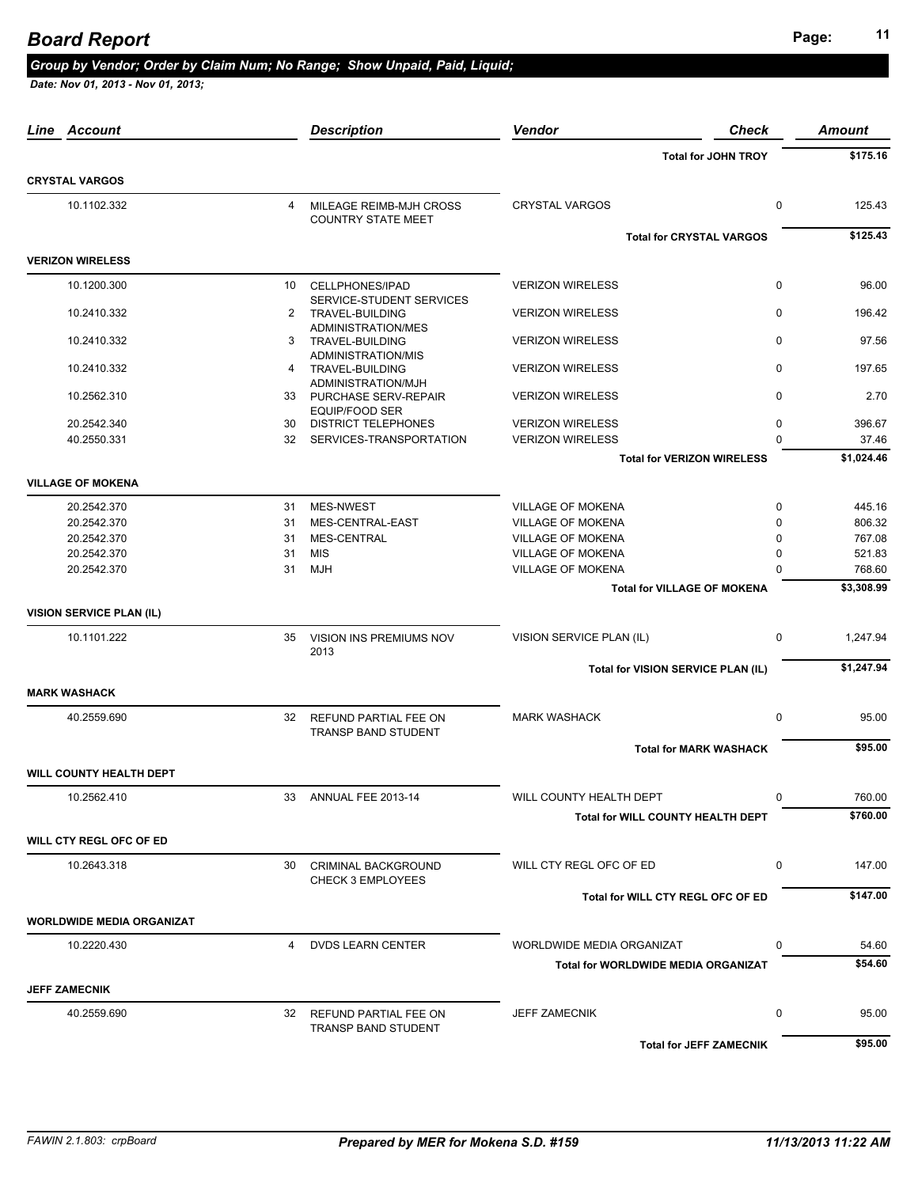# Board Report

***Group by Vendor; Order by Claim Num; No Range; Show Unpaid, Paid, Liquid;***

***Date: Nov 01, 2013 - Nov 01, 2013;***

| Line | Account | | Description | Vendor | Check | Amount |
|---|---|---|---|---|---|---|
| | | | | **Total for JOHN TROY** | | **$175.16** |
| **CRYSTAL VARGOS** | | | | | | |
| | 10.1102.332 | 4 | MILEAGE REIMB-MJH CROSS COUNTRY STATE MEET | CRYSTAL VARGOS | 0 | 125.43 |
| | | | | **Total for CRYSTAL VARGOS** | | **$125.43** |
| **VERIZON WIRELESS** | | | | | | |
| | 10.1200.300 | 10 | CELLPHONES/IPAD SERVICE-STUDENT SERVICES | VERIZON WIRELESS | 0 | 96.00 |
| | 10.2410.332 | 2 | TRAVEL-BUILDING ADMINISTRATION/MES | VERIZON WIRELESS | 0 | 196.42 |
| | 10.2410.332 | 3 | TRAVEL-BUILDING ADMINISTRATION/MIS | VERIZON WIRELESS | 0 | 97.56 |
| | 10.2410.332 | 4 | TRAVEL-BUILDING ADMINISTRATION/MJH | VERIZON WIRELESS | 0 | 197.65 |
| | 10.2562.310 | 33 | PURCHASE SERV-REPAIR EQUIP/FOOD SER | VERIZON WIRELESS | 0 | 2.70 |
| | 20.2542.340 | 30 | DISTRICT TELEPHONES | VERIZON WIRELESS | 0 | 396.67 |
| | 40.2550.331 | 32 | SERVICES-TRANSPORTATION | VERIZON WIRELESS | 0 | 37.46 |
| | | | | **Total for VERIZON WIRELESS** | | **$1,024.46** |
| **VILLAGE OF MOKENA** | | | | | | |
| | 20.2542.370 | 31 | MES-NWEST | VILLAGE OF MOKENA | 0 | 445.16 |
| | 20.2542.370 | 31 | MES-CENTRAL-EAST | VILLAGE OF MOKENA | 0 | 806.32 |
| | 20.2542.370 | 31 | MES-CENTRAL | VILLAGE OF MOKENA | 0 | 767.08 |
| | 20.2542.370 | 31 | MIS | VILLAGE OF MOKENA | 0 | 521.83 |
| | 20.2542.370 | 31 | MJH | VILLAGE OF MOKENA | 0 | 768.60 |
| | | | | **Total for VILLAGE OF MOKENA** | | **$3,308.99** |
| **VISION SERVICE PLAN (IL)** | | | | | | |
| | 10.1101.222 | 35 | VISION INS PREMIUMS NOV 2013 | VISION SERVICE PLAN (IL) | 0 | 1,247.94 |
| | | | | **Total for VISION SERVICE PLAN (IL)** | | **$1,247.94** |
| **MARK WASHACK** | | | | | | |
| | 40.2559.690 | 32 | REFUND PARTIAL FEE ON TRANSP BAND STUDENT | MARK WASHACK | 0 | 95.00 |
| | | | | **Total for MARK WASHACK** | | **$95.00** |
| **WILL COUNTY HEALTH DEPT** | | | | | | |
| | 10.2562.410 | 33 | ANNUAL FEE 2013-14 | WILL COUNTY HEALTH DEPT | 0 | 760.00 |
| | | | | **Total for WILL COUNTY HEALTH DEPT** | | **$760.00** |
| **WILL CTY REGL OFC OF ED** | | | | | | |
| | 10.2643.318 | 30 | CRIMINAL BACKGROUND CHECK 3 EMPLOYEES | WILL CTY REGL OFC OF ED | 0 | 147.00 |
| | | | | **Total for WILL CTY REGL OFC OF ED** | | **$147.00** |
| **WORLDWIDE MEDIA ORGANIZAT** | | | | | | |
| | 10.2220.430 | 4 | DVDS LEARN CENTER | WORLDWIDE MEDIA ORGANIZAT | 0 | 54.60 |
| | | | | **Total for WORLDWIDE MEDIA ORGANIZAT** | | **$54.60** |
| **JEFF ZAMECNIK** | | | | | | |
| | 40.2559.690 | 32 | REFUND PARTIAL FEE ON TRANSP BAND STUDENT | JEFF ZAMECNIK | 0 | 95.00 |
| | | | | **Total for JEFF ZAMECNIK** | | **$95.00** |

FAWIN 2.1.803: crpBoard — *Prepared by MER for Mokena S.D. #159* — *11/13/2013 11:22 AM*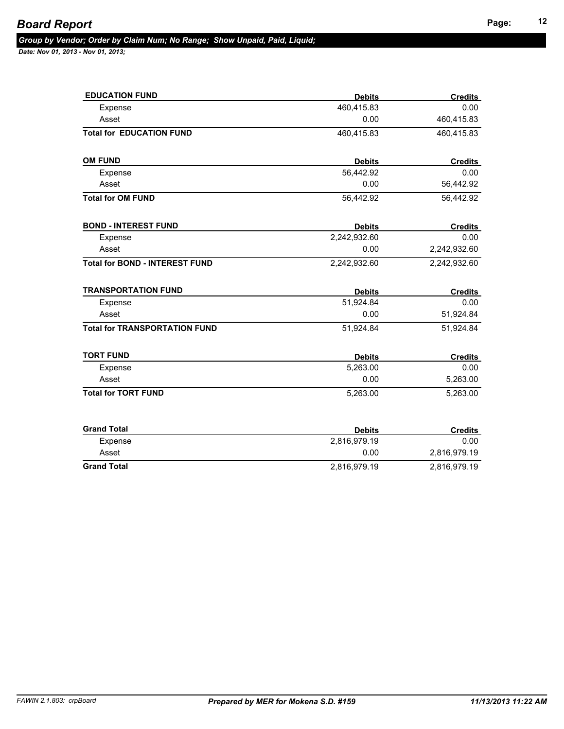| EDUCATION FUND | Debits | Credits |
| --- | --- | --- |
| Expense | 460,415.83 | 0.00 |
| Asset | 0.00 | 460,415.83 |
| **Total for EDUCATION FUND** | 460,415.83 | 460,415.83 |

| OM FUND | Debits | Credits |
| --- | --- | --- |
| Expense | 56,442.92 | 0.00 |
| Asset | 0.00 | 56,442.92 |
| **Total for OM FUND** | 56,442.92 | 56,442.92 |

| BOND - INTEREST FUND | Debits | Credits |
| --- | --- | --- |
| Expense | 2,242,932.60 | 0.00 |
| Asset | 0.00 | 2,242,932.60 |
| **Total for BOND - INTEREST FUND** | 2,242,932.60 | 2,242,932.60 |

| TRANSPORTATION FUND | Debits | Credits |
| --- | --- | --- |
| Expense | 51,924.84 | 0.00 |
| Asset | 0.00 | 51,924.84 |
| **Total for TRANSPORTATION FUND** | 51,924.84 | 51,924.84 |

| TORT FUND | Debits | Credits |
| --- | --- | --- |
| Expense | 5,263.00 | 0.00 |
| Asset | 0.00 | 5,263.00 |
| **Total for TORT FUND** | 5,263.00 | 5,263.00 |

| Grand Total | Debits | Credits |
| --- | --- | --- |
| Expense | 2,816,979.19 | 0.00 |
| Asset | 0.00 | 2,816,979.19 |
| **Grand Total** | 2,816,979.19 | 2,816,979.19 |